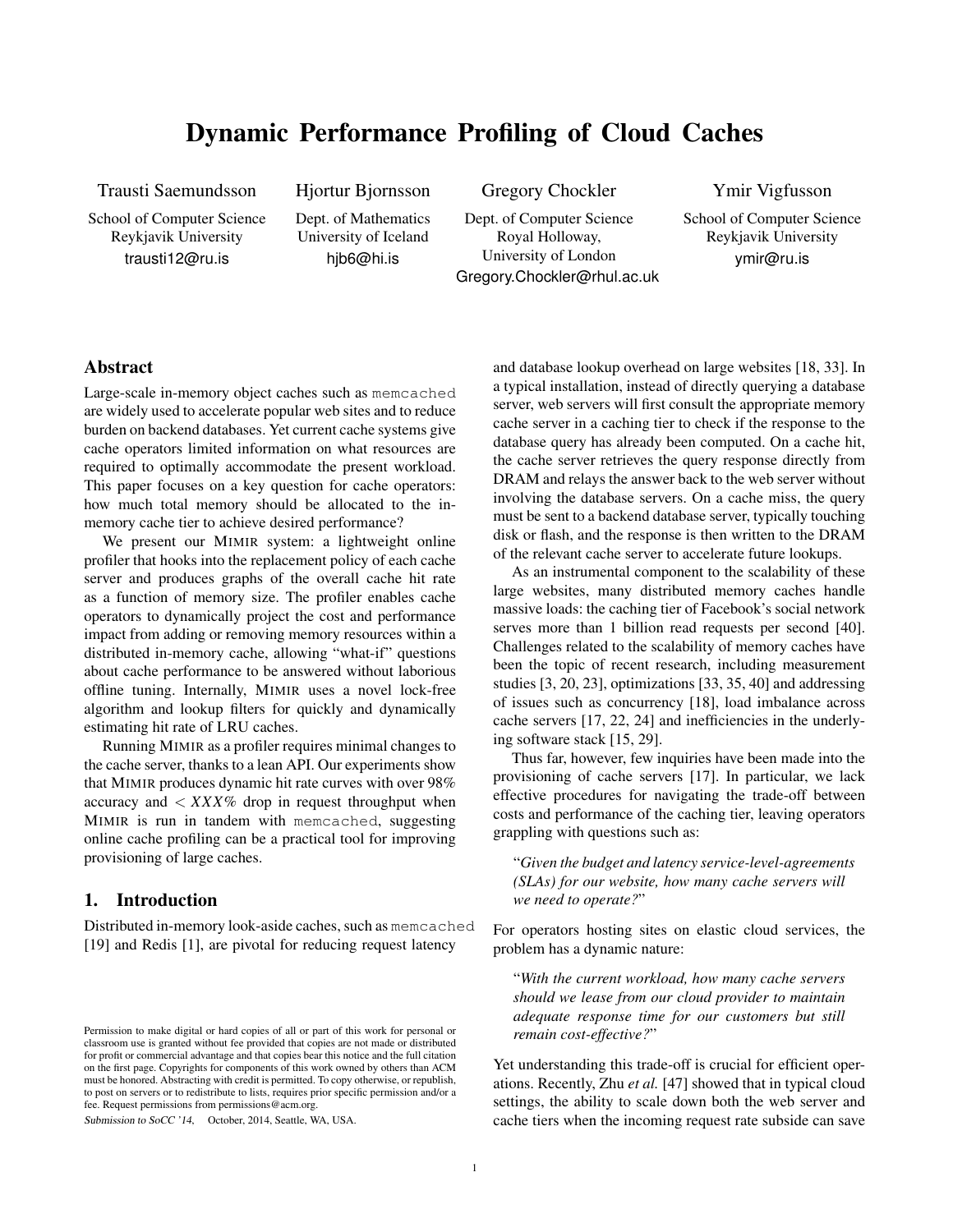# Dynamic Performance Profiling of Cloud Caches

Trausti Saemundsson
School of Computer Science
Reykjavik University
trausti12@ru.is

Hjortur Bjornsson
Dept. of Mathematics
University of Iceland
hjb6@hi.is

Gregory Chockler
Dept. of Computer Science
Royal Holloway,
University of London
Gregory.Chockler@rhul.ac.uk

Ymir Vigfusson
School of Computer Science
Reykjavik University
ymir@ru.is

## Abstract

Large-scale in-memory object caches such as memcached are widely used to accelerate popular web sites and to reduce burden on backend databases. Yet current cache systems give cache operators limited information on what resources are required to optimally accommodate the present workload. This paper focuses on a key question for cache operators: how much total memory should be allocated to the in-memory cache tier to achieve desired performance?

We present our MIMIR system: a lightweight online profiler that hooks into the replacement policy of each cache server and produces graphs of the overall cache hit rate as a function of memory size. The profiler enables cache operators to dynamically project the cost and performance impact from adding or removing memory resources within a distributed in-memory cache, allowing "what-if" questions about cache performance to be answered without laborious offline tuning. Internally, MIMIR uses a novel lock-free algorithm and lookup filters for quickly and dynamically estimating hit rate of LRU caches.

Running MIMIR as a profiler requires minimal changes to the cache server, thanks to a lean API. Our experiments show that MIMIR produces dynamic hit rate curves with over 98% accuracy and $< XXX\%$ drop in request throughput when MIMIR is run in tandem with memcached, suggesting online cache profiling can be a practical tool for improving provisioning of large caches.

## 1. Introduction

Distributed in-memory look-aside caches, such as memcached [19] and Redis [1], are pivotal for reducing request latency and database lookup overhead on large websites [18, 33]. In a typical installation, instead of directly querying a database server, web servers will first consult the appropriate memory cache server in a caching tier to check if the response to the database query has already been computed. On a cache hit, the cache server retrieves the query response directly from DRAM and relays the answer back to the web server without involving the database servers. On a cache miss, the query must be sent to a backend database server, typically touching disk or flash, and the response is then written to the DRAM of the relevant cache server to accelerate future lookups.

As an instrumental component to the scalability of these large websites, many distributed memory caches handle massive loads: the caching tier of Facebook's social network serves more than 1 billion read requests per second [40]. Challenges related to the scalability of memory caches have been the topic of recent research, including measurement studies [3, 20, 23], optimizations [33, 35, 40] and addressing of issues such as concurrency [18], load imbalance across cache servers [17, 22, 24] and inefficiencies in the underlying software stack [15, 29].

Thus far, however, few inquiries have been made into the provisioning of cache servers [17]. In particular, we lack effective procedures for navigating the trade-off between costs and performance of the caching tier, leaving operators grappling with questions such as:

> "*Given the budget and latency service-level-agreements (SLAs) for our website, how many cache servers will we need to operate?*"

For operators hosting sites on elastic cloud services, the problem has a dynamic nature:

> "*With the current workload, how many cache servers should we lease from our cloud provider to maintain adequate response time for our customers but still remain cost-effective?*"

Yet understanding this trade-off is crucial for efficient operations. Recently, Zhu *et al.* [47] showed that in typical cloud settings, the ability to scale down both the web server and cache tiers when the incoming request rate subside can save

Permission to make digital or hard copies of all or part of this work for personal or classroom use is granted without fee provided that copies are not made or distributed for profit or commercial advantage and that copies bear this notice and the full citation on the first page. Copyrights for components of this work owned by others than ACM must be honored. Abstracting with credit is permitted. To copy otherwise, or republish, to post on servers or to redistribute to lists, requires prior specific permission and/or a fee. Request permissions from permissions@acm.org.

*Submission to SoCC '14*, October, 2014, Seattle, WA, USA.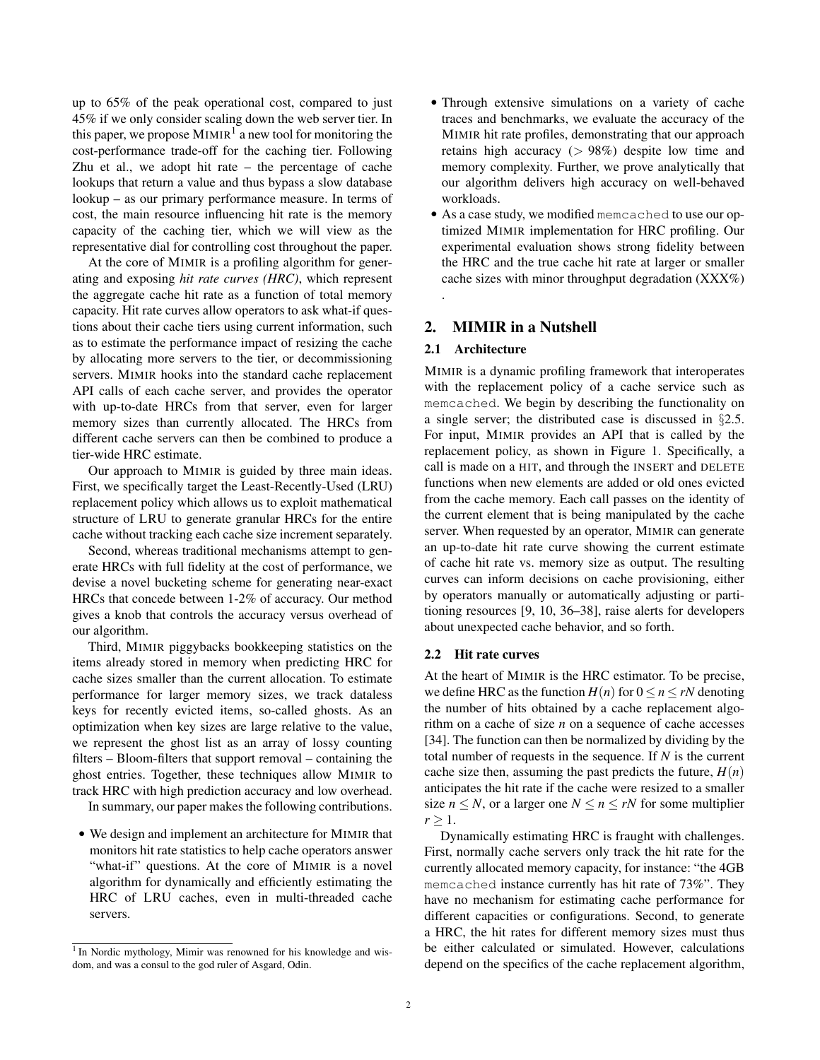up to 65% of the peak operational cost, compared to just 45% if we only consider scaling down the web server tier. In this paper, we propose MIMIR[1] a new tool for monitoring the cost-performance trade-off for the caching tier. Following Zhu et al., we adopt hit rate – the percentage of cache lookups that return a value and thus bypass a slow database lookup – as our primary performance measure. In terms of cost, the main resource influencing hit rate is the memory capacity of the caching tier, which we will view as the representative dial for controlling cost throughout the paper.

At the core of MIMIR is a profiling algorithm for generating and exposing *hit rate curves (HRC)*, which represent the aggregate cache hit rate as a function of total memory capacity. Hit rate curves allow operators to ask what-if questions about their cache tiers using current information, such as to estimate the performance impact of resizing the cache by allocating more servers to the tier, or decommissioning servers. MIMIR hooks into the standard cache replacement API calls of each cache server, and provides the operator with up-to-date HRCs from that server, even for larger memory sizes than currently allocated. The HRCs from different cache servers can then be combined to produce a tier-wide HRC estimate.

Our approach to MIMIR is guided by three main ideas. First, we specifically target the Least-Recently-Used (LRU) replacement policy which allows us to exploit mathematical structure of LRU to generate granular HRCs for the entire cache without tracking each cache size increment separately.

Second, whereas traditional mechanisms attempt to generate HRCs with full fidelity at the cost of performance, we devise a novel bucketing scheme for generating near-exact HRCs that concede between 1-2% of accuracy. Our method gives a knob that controls the accuracy versus overhead of our algorithm.

Third, MIMIR piggybacks bookkeeping statistics on the items already stored in memory when predicting HRC for cache sizes smaller than the current allocation. To estimate performance for larger memory sizes, we track dataless keys for recently evicted items, so-called ghosts. As an optimization when key sizes are large relative to the value, we represent the ghost list as an array of lossy counting filters – Bloom-filters that support removal – containing the ghost entries. Together, these techniques allow MIMIR to track HRC with high prediction accuracy and low overhead.

In summary, our paper makes the following contributions.

- We design and implement an architecture for MIMIR that monitors hit rate statistics to help cache operators answer "what-if" questions. At the core of MIMIR is a novel algorithm for dynamically and efficiently estimating the HRC of LRU caches, even in multi-threaded cache servers.
- Through extensive simulations on a variety of cache traces and benchmarks, we evaluate the accuracy of the MIMIR hit rate profiles, demonstrating that our approach retains high accuracy (> 98%) despite low time and memory complexity. Further, we prove analytically that our algorithm delivers high accuracy on well-behaved workloads.
- As a case study, we modified `memcached` to use our optimized MIMIR implementation for HRC profiling. Our experimental evaluation shows strong fidelity between the HRC and the true cache hit rate at larger or smaller cache sizes with minor throughput degradation (XXX%) .

## 2. MIMIR in a Nutshell

### 2.1 Architecture

MIMIR is a dynamic profiling framework that interoperates with the replacement policy of a cache service such as `memcached`. We begin by describing the functionality on a single server; the distributed case is discussed in §2.5. For input, MIMIR provides an API that is called by the replacement policy, as shown in Figure 1. Specifically, a call is made on a HIT, and through the INSERT and DELETE functions when new elements are added or old ones evicted from the cache memory. Each call passes on the identity of the current element that is being manipulated by the cache server. When requested by an operator, MIMIR can generate an up-to-date hit rate curve showing the current estimate of cache hit rate vs. memory size as output. The resulting curves can inform decisions on cache provisioning, either by operators manually or automatically adjusting or partitioning resources [9, 10, 36–38], raise alerts for developers about unexpected cache behavior, and so forth.

### 2.2 Hit rate curves

At the heart of MIMIR is the HRC estimator. To be precise, we define HRC as the function $H(n)$ for $0 \leq n \leq rN$ denoting the number of hits obtained by a cache replacement algorithm on a cache of size $n$ on a sequence of cache accesses [34]. The function can then be normalized by dividing by the total number of requests in the sequence. If $N$ is the current cache size then, assuming the past predicts the future, $H(n)$ anticipates the hit rate if the cache were resized to a smaller size $n \leq N$, or a larger one $N \leq n \leq rN$ for some multiplier $r \geq 1$.

Dynamically estimating HRC is fraught with challenges. First, normally cache servers only track the hit rate for the currently allocated memory capacity, for instance: "the 4GB `memcached` instance currently has hit rate of 73%". They have no mechanism for estimating cache performance for different capacities or configurations. Second, to generate a HRC, the hit rates for different memory sizes must thus be either calculated or simulated. However, calculations depend on the specifics of the cache replacement algorithm,

[1] In Nordic mythology, Mimir was renowned for his knowledge and wisdom, and was a consul to the god ruler of Asgard, Odin.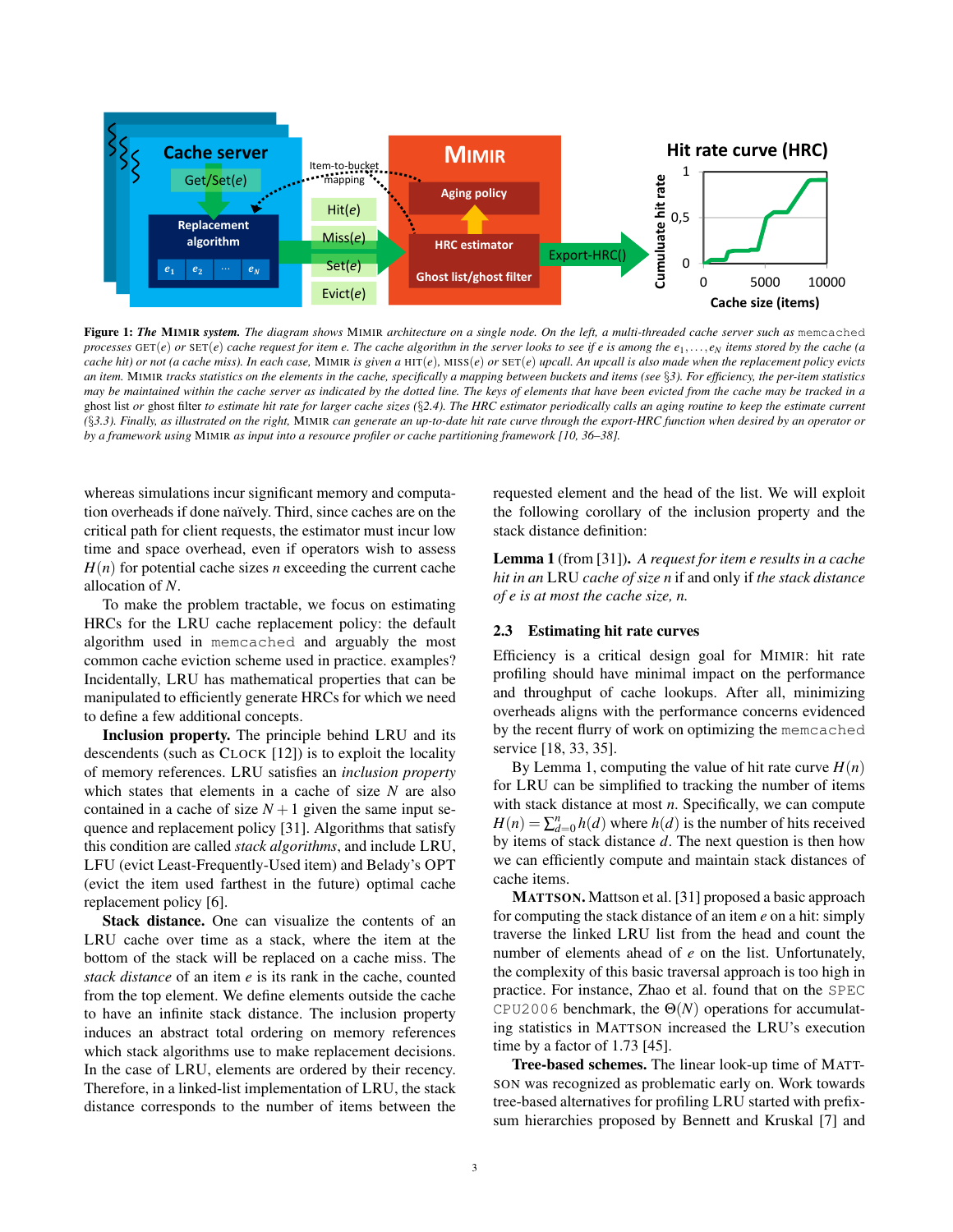**Figure 1: *The* MIMIR *system.*** *The diagram shows* MIMIR *architecture on a single node. On the left, a multi-threaded cache server such as* memcached *processes* GET($e$) *or* SET($e$) *cache request for item e. The cache algorithm in the server looks to see if e is among the* $e_1,\ldots,e_N$ *items stored by the cache (a cache hit) or not (a cache miss). In each case,* MIMIR *is given a* HIT($e$), MISS($e$) *or* SET($e$) *upcall. An upcall is also made when the replacement policy evicts an item.* MIMIR *tracks statistics on the elements in the cache, specifically a mapping between buckets and items (see §3). For efficiency, the per-item statistics may be maintained within the cache server as indicated by the dotted line. The keys of elements that have been evicted from the cache may be tracked in a* ghost list *or* ghost filter *to estimate hit rate for larger cache sizes (§2.4). The HRC estimator periodically calls an aging routine to keep the estimate current (§3.3). Finally, as illustrated on the right,* MIMIR *can generate an up-to-date hit rate curve through the export-HRC function when desired by an operator or by a framework using* MIMIR *as input into a resource profiler or cache partitioning framework [10, 36–38].*

whereas simulations incur significant memory and computation overheads if done naïvely. Third, since caches are on the critical path for client requests, the estimator must incur low time and space overhead, even if operators wish to assess $H(n)$ for potential cache sizes $n$ exceeding the current cache allocation of $N$.

To make the problem tractable, we focus on estimating HRCs for the LRU cache replacement policy: the default algorithm used in memcached and arguably the most common cache eviction scheme used in practice. examples? Incidentally, LRU has mathematical properties that can be manipulated to efficiently generate HRCs for which we need to define a few additional concepts.

**Inclusion property.** The principle behind LRU and its descendents (such as CLOCK [12]) is to exploit the locality of memory references. LRU satisfies an *inclusion property* which states that elements in a cache of size $N$ are also contained in a cache of size $N+1$ given the same input sequence and replacement policy [31]. Algorithms that satisfy this condition are called *stack algorithms*, and include LRU, LFU (evict Least-Frequently-Used item) and Belady's OPT (evict the item used farthest in the future) optimal cache replacement policy [6].

**Stack distance.** One can visualize the contents of an LRU cache over time as a stack, where the item at the bottom of the stack will be replaced on a cache miss. The *stack distance* of an item $e$ is its rank in the cache, counted from the top element. We define elements outside the cache to have an infinite stack distance. The inclusion property induces an abstract total ordering on memory references which stack algorithms use to make replacement decisions. In the case of LRU, elements are ordered by their recency. Therefore, in a linked-list implementation of LRU, the stack distance corresponds to the number of items between the requested element and the head of the list. We will exploit the following corollary of the inclusion property and the stack distance definition:

**Lemma 1** (from [31]). *A request for item e results in a cache hit in an* LRU *cache of size n* if and only if *the stack distance of e is at most the cache size, n.*

## 2.3 Estimating hit rate curves

Efficiency is a critical design goal for MIMIR: hit rate profiling should have minimal impact on the performance and throughput of cache lookups. After all, minimizing overheads aligns with the performance concerns evidenced by the recent flurry of work on optimizing the memcached service [18, 33, 35].

By Lemma 1, computing the value of hit rate curve $H(n)$ for LRU can be simplified to tracking the number of items with stack distance at most $n$. Specifically, we can compute $H(n) = \sum_{d=0}^{n} h(d)$ where $h(d)$ is the number of hits received by items of stack distance $d$. The next question is then how we can efficiently compute and maintain stack distances of cache items.

**MATTSON.** Mattson et al. [31] proposed a basic approach for computing the stack distance of an item $e$ on a hit: simply traverse the linked LRU list from the head and count the number of elements ahead of $e$ on the list. Unfortunately, the complexity of this basic traversal approach is too high in practice. For instance, Zhao et al. found that on the SPEC CPU2006 benchmark, the $\Theta(N)$ operations for accumulating statistics in MATTSON increased the LRU's execution time by a factor of 1.73 [45].

**Tree-based schemes.** The linear look-up time of MATTSON was recognized as problematic early on. Work towards tree-based alternatives for profiling LRU started with prefix-sum hierarchies proposed by Bennett and Kruskal [7] and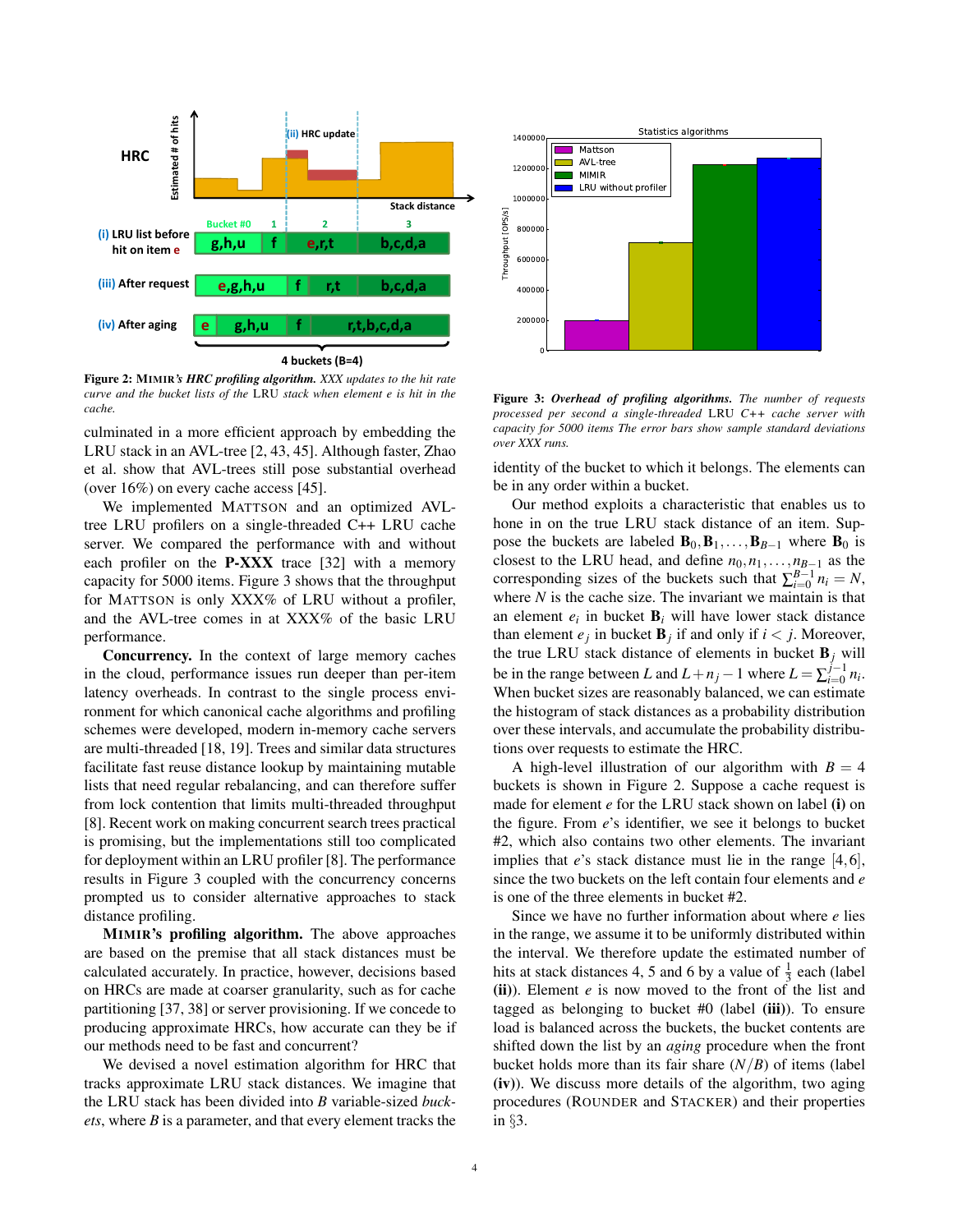Figure 2: MIMIR's *HRC profiling algorithm. XXX updates to the hit rate curve and the bucket lists of the* LRU *stack when element e is hit in the cache.*

Figure 3: *Overhead of profiling algorithms. The number of requests processed per second a single-threaded* LRU *C++ cache server with capacity for 5000 items The error bars show sample standard deviations over XXX runs.*

culminated in a more efficient approach by embedding the LRU stack in an AVL-tree [2, 43, 45]. Although faster, Zhao et al. show that AVL-trees still pose substantial overhead (over 16%) on every cache access [45].

We implemented MATTSON and an optimized AVL-tree LRU profilers on a single-threaded C++ LRU cache server. We compared the performance with and without each profiler on the **P-XXX** trace [32] with a memory capacity for 5000 items. Figure 3 shows that the throughput for MATTSON is only XXX% of LRU without a profiler, and the AVL-tree comes in at XXX% of the basic LRU performance.

**Concurrency.** In the context of large memory caches in the cloud, performance issues run deeper than per-item latency overheads. In contrast to the single process environment for which canonical cache algorithms and profiling schemes were developed, modern in-memory cache servers are multi-threaded [18, 19]. Trees and similar data structures facilitate fast reuse distance lookup by maintaining mutable lists that need regular rebalancing, and can therefore suffer from lock contention that limits multi-threaded throughput [8]. Recent work on making concurrent search trees practical is promising, but the implementations still too complicated for deployment within an LRU profiler [8]. The performance results in Figure 3 coupled with the concurrency concerns prompted us to consider alternative approaches to stack distance profiling.

**MIMIR's profiling algorithm.** The above approaches are based on the premise that all stack distances must be calculated accurately. In practice, however, decisions based on HRCs are made at coarser granularity, such as for cache partitioning [37, 38] or server provisioning. If we concede to producing approximate HRCs, how accurate can they be if our methods need to be fast and concurrent?

We devised a novel estimation algorithm for HRC that tracks approximate LRU stack distances. We imagine that the LRU stack has been divided into $B$ variable-sized *buckets*, where $B$ is a parameter, and that every element tracks the identity of the bucket to which it belongs. The elements can be in any order within a bucket.

Our method exploits a characteristic that enables us to hone in on the true LRU stack distance of an item. Suppose the buckets are labeled $\mathbf{B}_0, \mathbf{B}_1, \ldots, \mathbf{B}_{B-1}$ where $\mathbf{B}_0$ is closest to the LRU head, and define $n_0, n_1, \ldots, n_{B-1}$ as the corresponding sizes of the buckets such that $\sum_{i=0}^{B-1} n_i = N$, where $N$ is the cache size. The invariant we maintain is that an element $e_i$ in bucket $\mathbf{B}_i$ will have lower stack distance than element $e_j$ in bucket $\mathbf{B}_j$ if and only if $i < j$. Moreover, the true LRU stack distance of elements in bucket $\mathbf{B}_j$ will be in the range between $L$ and $L + n_j - 1$ where $L = \sum_{i=0}^{j-1} n_i$. When bucket sizes are reasonably balanced, we can estimate the histogram of stack distances as a probability distribution over these intervals, and accumulate the probability distributions over requests to estimate the HRC.

A high-level illustration of our algorithm with $B = 4$ buckets is shown in Figure 2. Suppose a cache request is made for element $e$ for the LRU stack shown on label **(i)** on the figure. From $e$'s identifier, we see it belongs to bucket #2, which also contains two other elements. The invariant implies that $e$'s stack distance must lie in the range $[4, 6]$, since the two buckets on the left contain four elements and $e$ is one of the three elements in bucket #2.

Since we have no further information about where $e$ lies in the range, we assume it to be uniformly distributed within the interval. We therefore update the estimated number of hits at stack distances 4, 5 and 6 by a value of $\frac{1}{3}$ each (label **(ii)**). Element $e$ is now moved to the front of the list and tagged as belonging to bucket #0 (label **(iii)**). To ensure load is balanced across the buckets, the bucket contents are shifted down the list by an *aging* procedure when the front bucket holds more than its fair share ($N/B$) of items (label **(iv)**). We discuss more details of the algorithm, two aging procedures (ROUNDER and STACKER) and their properties in §3.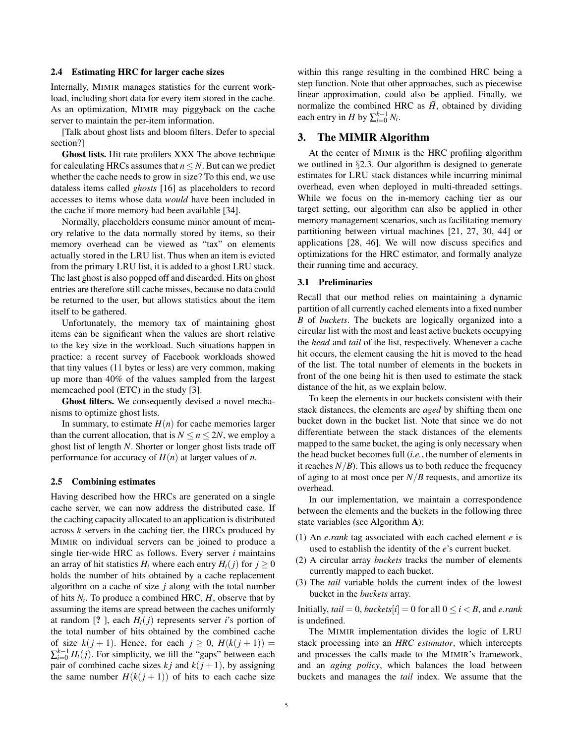### 2.4 Estimating HRC for larger cache sizes

Internally, MIMIR manages statistics for the current workload, including short data for every item stored in the cache. As an optimization, MIMIR may piggyback on the cache server to maintain the per-item information.

[Talk about ghost lists and bloom filters. Defer to special section?]

**Ghost lists.** Hit rate profilers XXX The above technique for calculating HRCs assumes that $n \leq N$. But can we predict whether the cache needs to grow in size? To this end, we use dataless items called *ghosts* [16] as placeholders to record accesses to items whose data *would* have been included in the cache if more memory had been available [34].

Normally, placeholders consume minor amount of memory relative to the data normally stored by items, so their memory overhead can be viewed as "tax" on elements actually stored in the LRU list. Thus when an item is evicted from the primary LRU list, it is added to a ghost LRU stack. The last ghost is also popped off and discarded. Hits on ghost entries are therefore still cache misses, because no data could be returned to the user, but allows statistics about the item itself to be gathered.

Unfortunately, the memory tax of maintaining ghost items can be significant when the values are short relative to the key size in the workload. Such situations happen in practice: a recent survey of Facebook workloads showed that tiny values (11 bytes or less) are very common, making up more than 40% of the values sampled from the largest memcached pool (ETC) in the study [3].

**Ghost filters.** We consequently devised a novel mechanisms to optimize ghost lists.

In summary, to estimate $H(n)$ for cache memories larger than the current allocation, that is $N \leq n \leq 2N$, we employ a ghost list of length $N$. Shorter or longer ghost lists trade off performance for accuracy of $H(n)$ at larger values of $n$.

### 2.5 Combining estimates

Having described how the HRCs are generated on a single cache server, we can now address the distributed case. If the caching capacity allocated to an application is distributed across $k$ servers in the caching tier, the HRCs produced by MIMIR on individual servers can be joined to produce a single tier-wide HRC as follows. Every server $i$ maintains an array of hit statistics $H_i$ where each entry $H_i(j)$ for $j \geq 0$ holds the number of hits obtained by a cache replacement algorithm on a cache of size $j$ along with the total number of hits $N_i$. To produce a combined HRC, $H$, observe that by assuming the items are spread between the caches uniformly at random [? ], each $H_i(j)$ represents server $i$'s portion of the total number of hits obtained by the combined cache of size $k(j+1)$. Hence, for each $j \geq 0$, $H(k(j+1)) = \sum_{i=0}^{k-1} H_i(j)$. For simplicity, we fill the "gaps" between each pair of combined cache sizes $kj$ and $k(j+1)$, by assigning the same number $H(k(j+1))$ of hits to each cache size within this range resulting in the combined HRC being a step function. Note that other approaches, such as piecewise linear approximation, could also be applied. Finally, we normalize the combined HRC as $\bar{H}$, obtained by dividing each entry in $H$ by $\sum_{i=0}^{k-1} N_i$.

## 3. The MIMIR Algorithm

At the center of MIMIR is the HRC profiling algorithm we outlined in §2.3. Our algorithm is designed to generate estimates for LRU stack distances while incurring minimal overhead, even when deployed in multi-threaded settings. While we focus on the in-memory caching tier as our target setting, our algorithm can also be applied in other memory management scenarios, such as facilitating memory partitioning between virtual machines [21, 27, 30, 44] or applications [28, 46]. We will now discuss specifics and optimizations for the HRC estimator, and formally analyze their running time and accuracy.

### 3.1 Preliminaries

Recall that our method relies on maintaining a dynamic partition of all currently cached elements into a fixed number $B$ of *buckets*. The buckets are logically organized into a circular list with the most and least active buckets occupying the *head* and *tail* of the list, respectively. Whenever a cache hit occurs, the element causing the hit is moved to the head of the list. The total number of elements in the buckets in front of the one being hit is then used to estimate the stack distance of the hit, as we explain below.

To keep the elements in our buckets consistent with their stack distances, the elements are *aged* by shifting them one bucket down in the bucket list. Note that since we do not differentiate between the stack distances of the elements mapped to the same bucket, the aging is only necessary when the head bucket becomes full (*i.e.*, the number of elements in it reaches $N/B$). This allows us to both reduce the frequency of aging to at most once per $N/B$ requests, and amortize its overhead.

In our implementation, we maintain a correspondence between the elements and the buckets in the following three state variables (see Algorithm **A**):

(1) An *e.rank* tag associated with each cached element $e$ is used to establish the identity of the $e$'s current bucket.
(2) A circular array *buckets* tracks the number of elements currently mapped to each bucket.
(3) The *tail* variable holds the current index of the lowest bucket in the *buckets* array.

Initially, *tail* $= 0$, *buckets*$[i] = 0$ for all $0 \leq i < B$, and *e.rank* is undefined.

The MIMIR implementation divides the logic of LRU stack processing into an *HRC estimator*, which intercepts and processes the calls made to the MIMIR's framework, and an *aging policy*, which balances the load between buckets and manages the *tail* index. We assume that the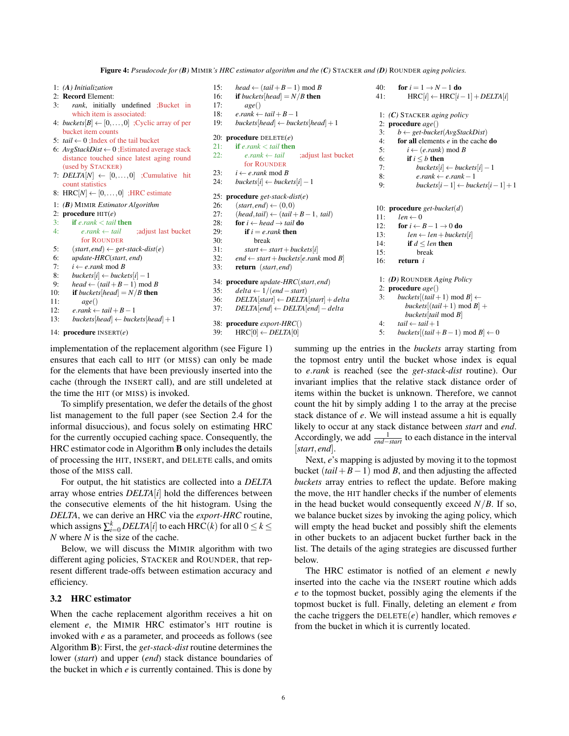**Figure 4:** *Pseudocode for **(B)** MIMIR's HRC estimator algorithm and the **(C)** STACKER and **(D)** ROUNDER aging policies.*

```
1: (A) Initialization
2: Record Element:
3:     rank, initially undefined ;Bucket in which item is associated:
4: buckets[B] ← [0,...,0] ;Cyclic array of per bucket item counts
5: tail ← 0 ;Index of the tail bucket
6: AvgStackDist ← 0 ;Estimated average stack distance touched since latest aging round (used by STACKER)
7: DELTA[N] ← [0,...,0] ;Cumulative hit count statistics
8: HRC[N] ← [0,...,0] ;HRC estimate

1: (B) MIMIR Estimator Algorithm
2: procedure HIT(e)
3:     if e.rank < tail then
4:         e.rank ← tail          ;adjust last bucket for ROUNDER
5:     (start, end) ← get-stack-dist(e)
6:     update-HRC(start, end)
7:     i ← e.rank mod B
8:     buckets[i] ← buckets[i] − 1
9:     head ← (tail + B − 1) mod B
10:    if buckets[head] = N/B then
11:        age()
12:    e.rank ← tail + B − 1
13:    buckets[head] ← buckets[head] + 1

14: procedure INSERT(e)
15:    head ← (tail + B − 1) mod B
16:    if buckets[head] = N/B then
17:        age()
18:    e.rank ← tail + B − 1
19:    buckets[head] ← buckets[head] + 1

20: procedure DELETE(e)
21:    if e.rank < tail then
22:        e.rank ← tail          ;adjust last bucket for ROUNDER
23:    i ← e.rank mod B
24:    buckets[i] ← buckets[i] − 1

25: procedure get-stack-dist(e)
26:    (start, end) ← (0, 0)
27:    (head, tail) ← (tail + B − 1, tail)
28:    for i ← head → tail do
29:        if i = e.rank then
30:            break
31:        start ← start + buckets[i]
32:    end ← start + buckets[e.rank mod B]
33:    return (start, end)

34: procedure update-HRC(start, end)
35:    delta ← 1/(end − start)
36:    DELTA[start] ← DELTA[start] + delta
37:    DELTA[end] ← DELTA[end] − delta

38: procedure export-HRC()
39:    HRC[0] ← DELTA[0]
40:    for i = 1 → N − 1 do
41:        HRC[i] ← HRC[i − 1] + DELTA[i]

1: (C) STACKER aging policy
2: procedure age()
3:     b ← get-bucket(AvgStackDist)
4:     for all elements e in the cache do
5:         i ← (e.rank) mod B
6:         if i ≤ b then
7:             buckets[i] ← buckets[i] − 1
8:             e.rank ← e.rank − 1
9:             buckets[i − 1] ← buckets[i − 1] + 1

10: procedure get-bucket(d)
11:    len ← 0
12:    for i ← B − 1 → 0 do
13:        len ← len + buckets[i]
14:        if d ≤ len then
15:            break
16:    return i

1: (D) ROUNDER Aging Policy
2: procedure age()
3:     buckets[(tail + 1) mod B] ←
           buckets[(tail + 1) mod B] +
           buckets[tail mod B]
4:     tail ← tail + 1
5:     buckets[(tail + B − 1) mod B] ← 0
```

implementation of the replacement algorithm (see Figure 1) ensures that each call to HIT (or MISS) can only be made for the elements that have been previously inserted into the cache (through the INSERT call), and are still undeleted at the time the HIT (or MISS) is invoked.

To simplify presentation, we defer the details of the ghost list management to the full paper (see Section 2.4 for the informal disucciousn), and focus solely on estimating HRC for the currently occupied caching space. Consequently, the HRC estimator code in Algorithm **B** only includes the details of processing the HIT, INSERT, and DELETE calls, and omits those of the MISS call.

For output, the hit statistics are collected into a *DELTA* array whose entries *DELTA*$[i]$ hold the differences between the consecutive elements of the hit histogram. Using the *DELTA*, we can derive an HRC via the *export-HRC* routine, which assigns $\sum_{i=0}^{k} DELTA[i]$ to each HRC$(k)$ for all $0 \le k \le N$ where $N$ is the size of the cache.

Below, we will discuss the MIMIR algorithm with two different aging policies, STACKER and ROUNDER, that represent different trade-offs between estimation accuracy and efficiency.

### 3.2 HRC estimator

When the cache replacement algorithm receives a hit on element $e$, the MIMIR HRC estimator's HIT routine is invoked with $e$ as a parameter, and proceeds as follows (see Algorithm **B**): First, the *get-stack-dist* routine determines the lower (*start*) and upper (*end*) stack distance boundaries of the bucket in which $e$ is currently contained. This is done by summing up the entries in the *buckets* array starting from the topmost entry until the bucket whose index is equal to $e.rank$ is reached (see the *get-stack-dist* routine). Our invariant implies that the relative stack distance order of items within the bucket is unknown. Therefore, we cannot count the hit by simply adding 1 to the array at the precise stack distance of $e$. We will instead assume a hit is equally likely to occur at any stack distance between *start* and *end*. Accordingly, we add $\frac{1}{end-start}$ to each distance in the interval $[start, end]$.

Next, $e$'s mapping is adjusted by moving it to the topmost bucket $(tail + B - 1) \bmod B$, and then adjusting the affected *buckets* array entries to reflect the update. Before making the move, the HIT handler checks if the number of elements in the head bucket would consequently exceed $N/B$. If so, we balance bucket sizes by invoking the aging policy, which will empty the head bucket and possibly shift the elements in other buckets to an adjacent bucket further back in the list. The details of the aging strategies are discussed further below.

The HRC estimator is notfied of an element $e$ newly inserted into the cache via the INSERT routine which adds $e$ to the topmost bucket, possibly aging the elements if the topmost bucket is full. Finally, deleting an element $e$ from the cache triggers the DELETE$(e)$ handler, which removes $e$ from the bucket in which it is currently located.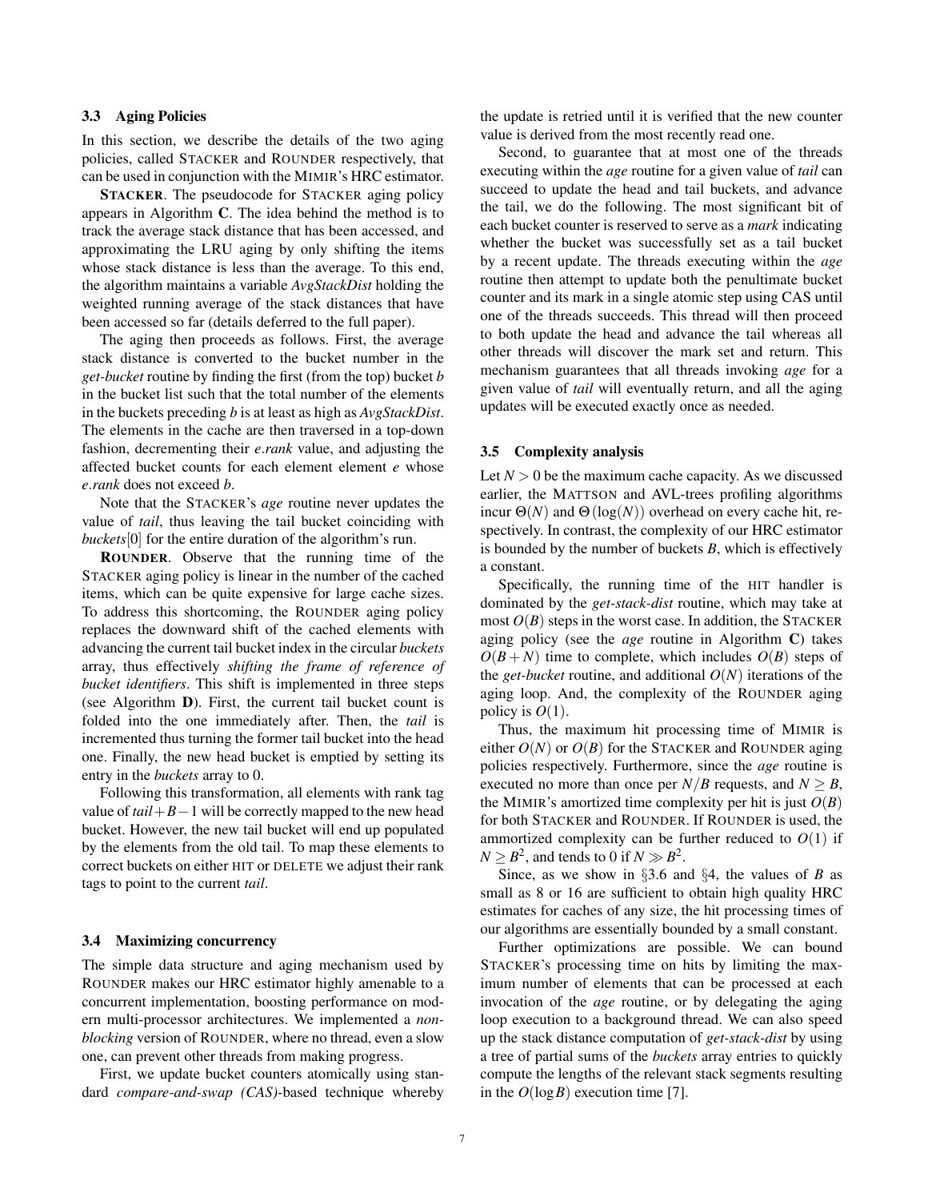### 3.3 Aging Policies

In this section, we describe the details of the two aging policies, called STACKER and ROUNDER respectively, that can be used in conjunction with the MIMIR's HRC estimator.

**STACKER**. The pseudocode for STACKER aging policy appears in Algorithm **C**. The idea behind the method is to track the average stack distance that has been accessed, and approximating the LRU aging by only shifting the items whose stack distance is less than the average. To this end, the algorithm maintains a variable *AvgStackDist* holding the weighted running average of the stack distances that have been accessed so far (details deferred to the full paper).

The aging then proceeds as follows. First, the average stack distance is converted to the bucket number in the *get-bucket* routine by finding the first (from the top) bucket $b$ in the bucket list such that the total number of the elements in the buckets preceding $b$ is at least as high as *AvgStackDist*. The elements in the cache are then traversed in a top-down fashion, decrementing their $e.rank$ value, and adjusting the affected bucket counts for each element element $e$ whose $e.rank$ does not exceed $b$.

Note that the STACKER's *age* routine never updates the value of *tail*, thus leaving the tail bucket coinciding with *buckets*[0] for the entire duration of the algorithm's run.

**ROUNDER**. Observe that the running time of the STACKER aging policy is linear in the number of the cached items, which can be quite expensive for large cache sizes. To address this shortcoming, the ROUNDER aging policy replaces the downward shift of the cached elements with advancing the current tail bucket index in the circular *buckets* array, thus effectively *shifting the frame of reference of bucket identifiers*. This shift is implemented in three steps (see Algorithm **D**). First, the current tail bucket count is folded into the one immediately after. Then, the *tail* is incremented thus turning the former tail bucket into the head one. Finally, the new head bucket is emptied by setting its entry in the *buckets* array to 0.

Following this transformation, all elements with rank tag value of $tail+B-1$ will be correctly mapped to the new head bucket. However, the new tail bucket will end up populated by the elements from the old tail. To map these elements to correct buckets on either HIT or DELETE we adjust their rank tags to point to the current *tail*.

### 3.4 Maximizing concurrency

The simple data structure and aging mechanism used by ROUNDER makes our HRC estimator highly amenable to a concurrent implementation, boosting performance on modern multi-processor architectures. We implemented a *non-blocking* version of ROUNDER, where no thread, even a slow one, can prevent other threads from making progress.

First, we update bucket counters atomically using standard *compare-and-swap (CAS)*-based technique whereby the update is retried until it is verified that the new counter value is derived from the most recently read one.

Second, to guarantee that at most one of the threads executing within the *age* routine for a given value of *tail* can succeed to update the head and tail buckets, and advance the tail, we do the following. The most significant bit of each bucket counter is reserved to serve as a *mark* indicating whether the bucket was successfully set as a tail bucket by a recent update. The threads executing within the *age* routine then attempt to update both the penultimate bucket counter and its mark in a single atomic step using CAS until one of the threads succeeds. This thread will then proceed to both update the head and advance the tail whereas all other threads will discover the mark set and return. This mechanism guarantees that all threads invoking *age* for a given value of *tail* will eventually return, and all the aging updates will be executed exactly once as needed.

### 3.5 Complexity analysis

Let $N > 0$ be the maximum cache capacity. As we discussed earlier, the MATTSON and AVL-trees profiling algorithms incur $\Theta(N)$ and $\Theta(\log(N))$ overhead on every cache hit, respectively. In contrast, the complexity of our HRC estimator is bounded by the number of buckets $B$, which is effectively a constant.

Specifically, the running time of the HIT handler is dominated by the *get-stack-dist* routine, which may take at most $O(B)$ steps in the worst case. In addition, the STACKER aging policy (see the *age* routine in Algorithm **C**) takes $O(B+N)$ time to complete, which includes $O(B)$ steps of the *get-bucket* routine, and additional $O(N)$ iterations of the aging loop. And, the complexity of the ROUNDER aging policy is $O(1)$.

Thus, the maximum hit processing time of MIMIR is either $O(N)$ or $O(B)$ for the STACKER and ROUNDER aging policies respectively. Furthermore, since the *age* routine is executed no more than once per $N/B$ requests, and $N \geq B$, the MIMIR's amortized time complexity per hit is just $O(B)$ for both STACKER and ROUNDER. If ROUNDER is used, the ammortized complexity can be further reduced to $O(1)$ if $N \geq B^2$, and tends to 0 if $N \gg B^2$.

Since, as we show in §3.6 and §4, the values of $B$ as small as 8 or 16 are sufficient to obtain high quality HRC estimates for caches of any size, the hit processing times of our algorithms are essentially bounded by a small constant.

Further optimizations are possible. We can bound STACKER's processing time on hits by limiting the maximum number of elements that can be processed at each invocation of the *age* routine, or by delegating the aging loop execution to a background thread. We can also speed up the stack distance computation of *get-stack-dist* by using a tree of partial sums of the *buckets* array entries to quickly compute the lengths of the relevant stack segments resulting in the $O(\log B)$ execution time [7].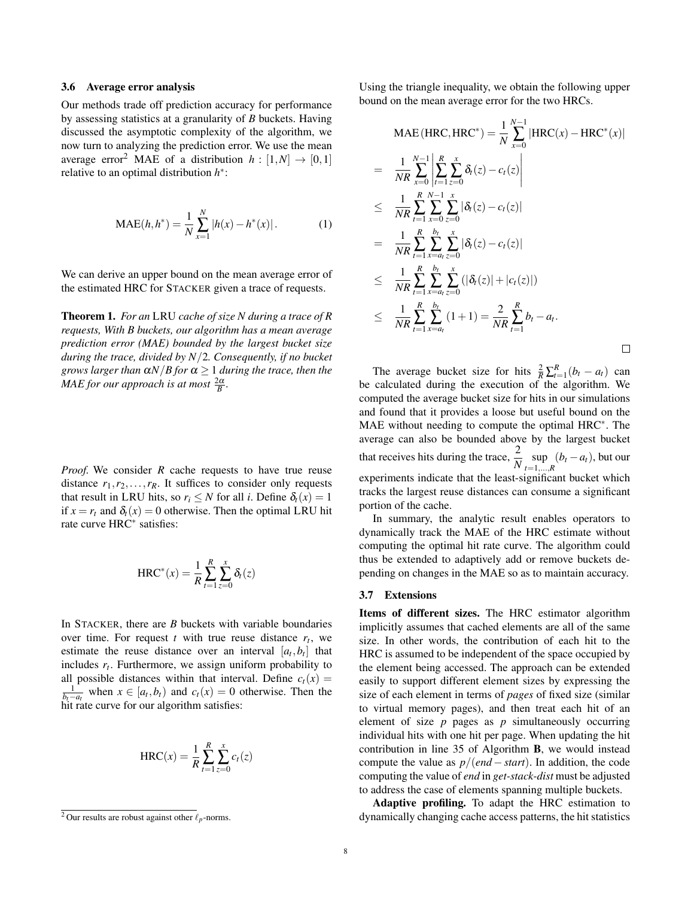### 3.6 Average error analysis

Our methods trade off prediction accuracy for performance by assessing statistics at a granularity of *B* buckets. Having discussed the asymptotic complexity of the algorithm, we now turn to analyzing the prediction error. We use the mean average error[2] MAE of a distribution $h : [1,N] \to [0,1]$ relative to an optimal distribution $h^*$:

$$\text{MAE}(h,h^*) = \frac{1}{N}\sum_{x=1}^{N} |h(x) - h^*(x)|. \tag{1}$$

We can derive an upper bound on the mean average error of the estimated HRC for STACKER given a trace of requests.

**Theorem 1.** *For an* LRU *cache of size N during a trace of R requests, With B buckets, our algorithm has a mean average prediction error (MAE) bounded by the largest bucket size during the trace, divided by $N/2$. Consequently, if no bucket grows larger than $\alpha N/B$ for $\alpha \geq 1$ during the trace, then the MAE for our approach is at most $\frac{2\alpha}{B}$.*

*Proof.* We consider *R* cache requests to have true reuse distance $r_1, r_2, \ldots, r_R$. It suffices to consider only requests that result in LRU hits, so $r_i \leq N$ for all *i*. Define $\delta_t(x) = 1$ if $x = r_t$ and $\delta_t(x) = 0$ otherwise. Then the optimal LRU hit rate curve HRC$^*$ satisfies:

$$\text{HRC}^*(x) = \frac{1}{R}\sum_{t=1}^{R}\sum_{z=0}^{x}\delta_t(z)$$

In STACKER, there are *B* buckets with variable boundaries over time. For request *t* with true reuse distance $r_t$, we estimate the reuse distance over an interval $[a_t, b_t]$ that includes $r_t$. Furthermore, we assign uniform probability to all possible distances within that interval. Define $c_t(x) = \frac{1}{b_t - a_t}$ when $x \in [a_t, b_t)$ and $c_t(x) = 0$ otherwise. Then the hit rate curve for our algorithm satisfies:

$$\text{HRC}(x) = \frac{1}{R}\sum_{t=1}^{R}\sum_{z=0}^{x} c_t(z)$$

Using the triangle inequality, we obtain the following upper bound on the mean average error for the two HRCs.

$$\begin{aligned}
\text{MAE}(\text{HRC}, \text{HRC}^*) &= \frac{1}{N}\sum_{x=0}^{N-1}|\text{HRC}(x) - \text{HRC}^*(x)| \\
&= \frac{1}{NR}\sum_{x=0}^{N-1}\left|\sum_{t=1}^{R}\sum_{z=0}^{x}\delta_t(z) - c_t(z)\right| \\
&\leq \frac{1}{NR}\sum_{t=1}^{R}\sum_{x=0}^{N-1}\sum_{z=0}^{x}|\delta_t(z) - c_t(z)| \\
&= \frac{1}{NR}\sum_{t=1}^{R}\sum_{x=a_t}^{b_t}\sum_{z=0}^{x}|\delta_t(z) - c_t(z)| \\
&\leq \frac{1}{NR}\sum_{t=1}^{R}\sum_{x=a_t}^{b_t}\sum_{z=0}^{x}(|\delta_t(z)| + |c_t(z)|) \\
&\leq \frac{1}{NR}\sum_{t=1}^{R}\sum_{x=a_t}^{b_t}(1+1) = \frac{2}{NR}\sum_{t=1}^{R} b_t - a_t.
\end{aligned}$$

□

The average bucket size for hits $\frac{2}{R}\sum_{t=1}^{R}(b_t - a_t)$ can be calculated during the execution of the algorithm. We computed the average bucket size for hits in our simulations and found that it provides a loose but useful bound on the MAE without needing to compute the optimal HRC$^*$. The average can also be bounded above by the largest bucket that receives hits during the trace, $\frac{2}{N}\sup_{t=1,\ldots,R}(b_t - a_t)$, but our experiments indicate that the least-significant bucket which tracks the largest reuse distances can consume a significant portion of the cache.

In summary, the analytic result enables operators to dynamically track the MAE of the HRC estimate without computing the optimal hit rate curve. The algorithm could thus be extended to adaptively add or remove buckets depending on changes in the MAE so as to maintain accuracy.

### 3.7 Extensions

**Items of different sizes.** The HRC estimator algorithm implicitly assumes that cached elements are all of the same size. In other words, the contribution of each hit to the HRC is assumed to be independent of the space occupied by the element being accessed. The approach can be extended easily to support different element sizes by expressing the size of each element in terms of *pages* of fixed size (similar to virtual memory pages), and then treat each hit of an element of size *p* pages as *p* simultaneously occurring individual hits with one hit per page. When updating the hit contribution in line 35 of Algorithm **B**, we would instead compute the value as $p/(end - start)$. In addition, the code computing the value of *end* in *get-stack-dist* must be adjusted to address the case of elements spanning multiple buckets.

**Adaptive profiling.** To adapt the HRC estimation to dynamically changing cache access patterns, the hit statistics

[2] Our results are robust against other $\ell_p$-norms.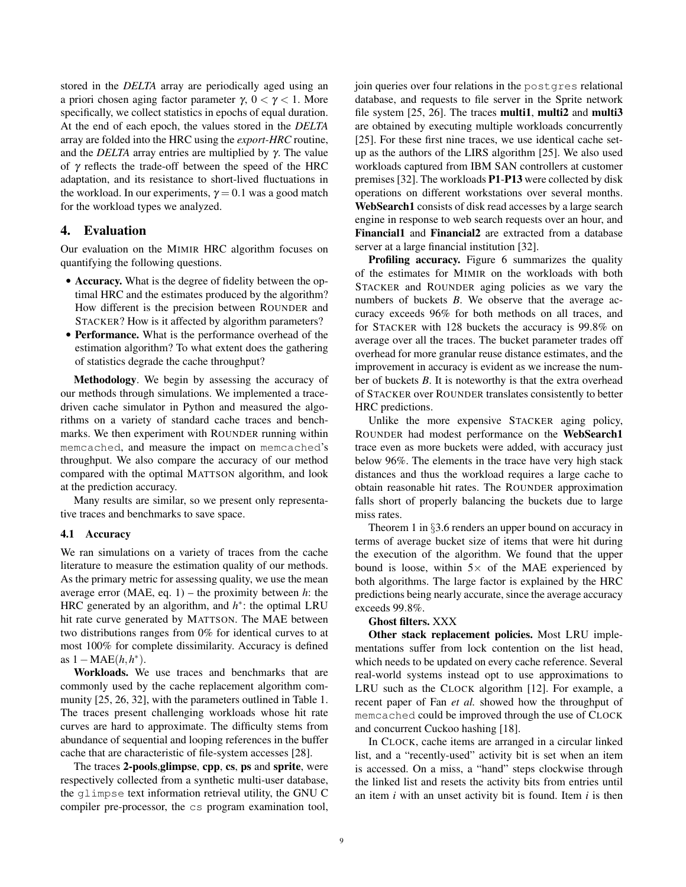stored in the *DELTA* array are periodically aged using an a priori chosen aging factor parameter $\gamma$, $0 < \gamma < 1$. More specifically, we collect statistics in epochs of equal duration. At the end of each epoch, the values stored in the *DELTA* array are folded into the HRC using the *export-HRC* routine, and the *DELTA* array entries are multiplied by $\gamma$. The value of $\gamma$ reflects the trade-off between the speed of the HRC adaptation, and its resistance to short-lived fluctuations in the workload. In our experiments, $\gamma = 0.1$ was a good match for the workload types we analyzed.

## 4. Evaluation

Our evaluation on the MIMIR HRC algorithm focuses on quantifying the following questions.

- **Accuracy.** What is the degree of fidelity between the optimal HRC and the estimates produced by the algorithm? How different is the precision between ROUNDER and STACKER? How is it affected by algorithm parameters?
- **Performance.** What is the performance overhead of the estimation algorithm? To what extent does the gathering of statistics degrade the cache throughput?

**Methodology**. We begin by assessing the accuracy of our methods through simulations. We implemented a trace-driven cache simulator in Python and measured the algorithms on a variety of standard cache traces and benchmarks. We then experiment with ROUNDER running within `memcached`, and measure the impact on `memcached`'s throughput. We also compare the accuracy of our method compared with the optimal MATTSON algorithm, and look at the prediction accuracy.

Many results are similar, so we present only representative traces and benchmarks to save space.

### 4.1 Accuracy

We ran simulations on a variety of traces from the cache literature to measure the estimation quality of our methods. As the primary metric for assessing quality, we use the mean average error (MAE, eq. 1) – the proximity between $h$: the HRC generated by an algorithm, and $h^*$: the optimal LRU hit rate curve generated by MATTSON. The MAE between two distributions ranges from 0% for identical curves to at most 100% for complete dissimilarity. Accuracy is defined as $1 - \text{MAE}(h, h^*)$.

**Workloads.** We use traces and benchmarks that are commonly used by the cache replacement algorithm community [25, 26, 32], with the parameters outlined in Table 1. The traces present challenging workloads whose hit rate curves are hard to approximate. The difficulty stems from abundance of sequential and looping references in the buffer cache that are characteristic of file-system accesses [28].

The traces **2-pools**,**glimpse**, **cpp**, **cs**, **ps** and **sprite**, were respectively collected from a synthetic multi-user database, the `glimpse` text information retrieval utility, the GNU C compiler pre-processor, the `cs` program examination tool, join queries over four relations in the `postgres` relational database, and requests to file server in the Sprite network file system [25, 26]. The traces **multi1**, **multi2** and **multi3** are obtained by executing multiple workloads concurrently [25]. For these first nine traces, we use identical cache setup as the authors of the LIRS algorithm [25]. We also used workloads captured from IBM SAN controllers at customer premises [32]. The workloads **P1**-**P13** were collected by disk operations on different workstations over several months. **WebSearch1** consists of disk read accesses by a large search engine in response to web search requests over an hour, and **Financial1** and **Financial2** are extracted from a database server at a large financial institution [32].

**Profiling accuracy.** Figure 6 summarizes the quality of the estimates for MIMIR on the workloads with both STACKER and ROUNDER aging policies as we vary the numbers of buckets *B*. We observe that the average accuracy exceeds 96% for both methods on all traces, and for STACKER with 128 buckets the accuracy is 99.8% on average over all the traces. The bucket parameter trades off overhead for more granular reuse distance estimates, and the improvement in accuracy is evident as we increase the number of buckets *B*. It is noteworthy is that the extra overhead of STACKER over ROUNDER translates consistently to better HRC predictions.

Unlike the more expensive STACKER aging policy, ROUNDER had modest performance on the **WebSearch1** trace even as more buckets were added, with accuracy just below 96%. The elements in the trace have very high stack distances and thus the workload requires a large cache to obtain reasonable hit rates. The ROUNDER approximation falls short of properly balancing the buckets due to large miss rates.

Theorem 1 in §3.6 renders an upper bound on accuracy in terms of average bucket size of items that were hit during the execution of the algorithm. We found that the upper bound is loose, within $5\times$ of the MAE experienced by both algorithms. The large factor is explained by the HRC predictions being nearly accurate, since the average accuracy exceeds 99.8%.

**Ghost filters.** XXX

**Other stack replacement policies.** Most LRU implementations suffer from lock contention on the list head, which needs to be updated on every cache reference. Several real-world systems instead opt to use approximations to LRU such as the CLOCK algorithm [12]. For example, a recent paper of Fan *et al.* showed how the throughput of `memcached` could be improved through the use of CLOCK and concurrent Cuckoo hashing [18].

In CLOCK, cache items are arranged in a circular linked list, and a "recently-used" activity bit is set when an item is accessed. On a miss, a "hand" steps clockwise through the linked list and resets the activity bits from entries until an item *i* with an unset activity bit is found. Item *i* is then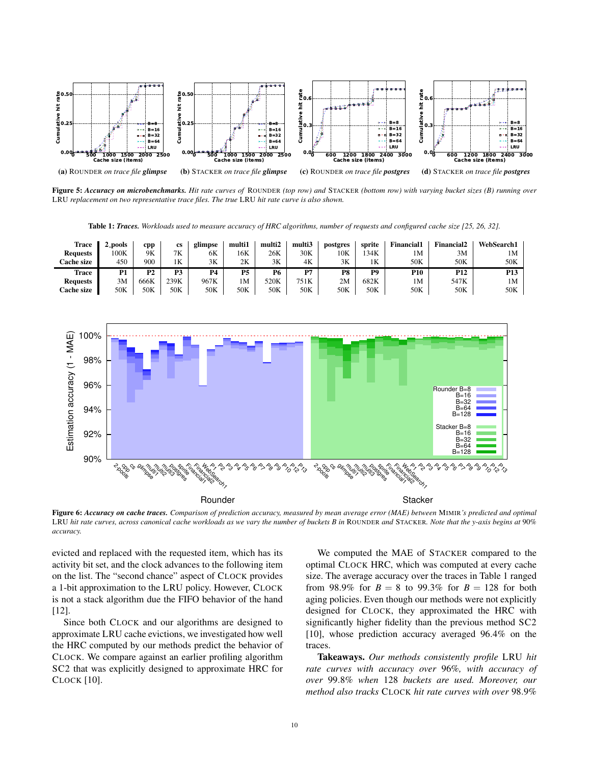(a) ROUNDER *on trace file **glimpse***
(b) STACKER *on trace file **glimpse***
(c) ROUNDER *on trace file **postgres***
(d) STACKER *on trace file **postgres***

**Figure 5:** ***Accuracy on microbenchmarks.*** *Hit rate curves of* ROUNDER *(top row) and* STACKER *(bottom row) with varying bucket sizes (B) running over* LRU *replacement on two representative trace files. The true* LRU *hit rate curve is also shown.*

**Table 1:** ***Traces.*** *Workloads used to measure accuracy of HRC algorithms, number of requests and configured cache size [25, 26, 32].*

| Trace | 2_pools | cpp | cs | glimpse | multi1 | multi2 | multi3 | postgres | sprite | Financial1 | Financial2 | WebSearch1 |
|---|---|---|---|---|---|---|---|---|---|---|---|---|
| Requests | 100K | 9K | 7K | 6K | 16K | 26K | 30K | 10K | 134K | 1M | 3M | 1M |
| Cache size | 450 | 900 | 1K | 3K | 2K | 3K | 4K | 3K | 1K | 50K | 50K | 50K |
| **Trace** | **P1** | **P2** | **P3** | **P4** | **P5** | **P6** | **P7** | **P8** | **P9** | **P10** | **P12** | **P13** |
| Requests | 3M | 666K | 239K | 967K | 1M | 520K | 751K | 2M | 682K | 1M | 547K | 1M |
| Cache size | 50K | 50K | 50K | 50K | 50K | 50K | 50K | 50K | 50K | 50K | 50K | 50K |

**Figure 6:** ***Accuracy on cache traces.*** *Comparison of prediction accuracy, measured by mean average error (MAE) between* MIMIR*'s predicted and optimal* LRU *hit rate curves, across canonical cache workloads as we vary the number of buckets B in* ROUNDER *and* STACKER*. Note that the y-axis begins at 90% accuracy.*

evicted and replaced with the requested item, which has its activity bit set, and the clock advances to the following item on the list. The "second chance" aspect of CLOCK provides a 1-bit approximation to the LRU policy. However, CLOCK is not a stack algorithm due the FIFO behavior of the hand [12].

Since both CLOCK and our algorithms are designed to approximate LRU cache evictions, we investigated how well the HRC computed by our methods predict the behavior of CLOCK. We compare against an earlier profiling algorithm SC2 that was explicitly designed to approximate HRC for CLOCK [10].

We computed the MAE of STACKER compared to the optimal CLOCK HRC, which was computed at every cache size. The average accuracy over the traces in Table 1 ranged from 98.9% for $B = 8$ to 99.3% for $B = 128$ for both aging policies. Even though our methods were not explicitly designed for CLOCK, they approximated the HRC with significantly higher fidelity than the previous method SC2 [10], whose prediction accuracy averaged 96.4% on the traces.

**Takeaways.** *Our methods consistently profile* LRU *hit rate curves with accuracy over 96%, with accuracy of over 99.8% when 128 buckets are used. Moreover, our method also tracks* CLOCK *hit rate curves with over 98.9%*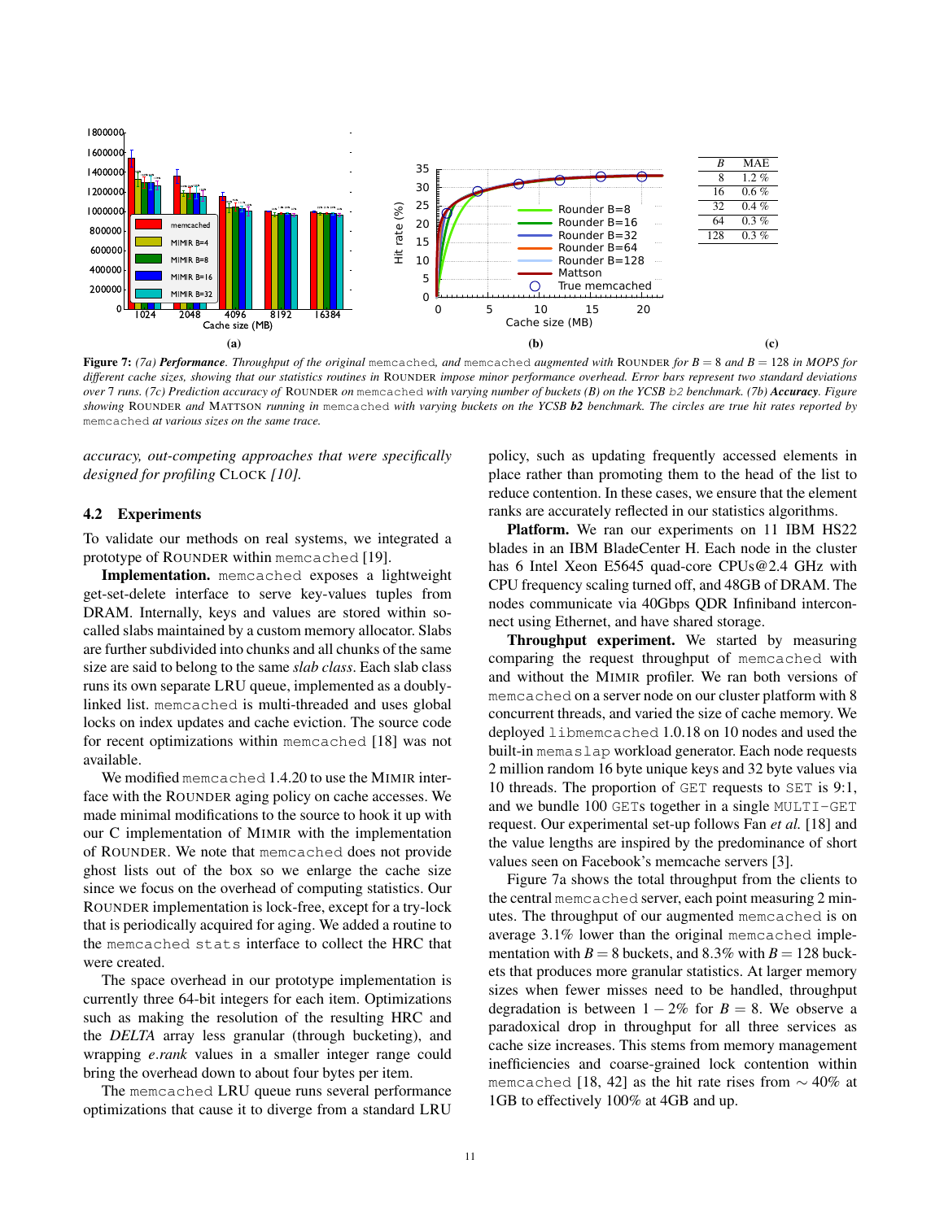| $B$ | MAE |
|---|---|
| 8 | 1.2 % |
| 16 | 0.6 % |
| 32 | 0.4 % |
| 64 | 0.3 % |
| 128 | 0.3 % |

**Figure 7:** *(7a) **Performance**. Throughput of the original* memcached*, and* memcached *augmented with* ROUNDER *for $B = 8$ and $B = 128$ in MOPS for different cache sizes, showing that our statistics routines in* ROUNDER *impose minor performance overhead. Error bars represent two standard deviations over 7 runs. (7c) Prediction accuracy of* ROUNDER *on* memcached *with varying number of buckets (B) on the YCSB* b2 *benchmark. (7b) **Accuracy**. Figure showing* ROUNDER *and* MATTSON *running in* memcached *with varying buckets on the YCSB **b2** benchmark. The circles are true hit rates reported by* memcached *at various sizes on the same trace.*

*accuracy, out-competing approaches that were specifically designed for profiling* CLOCK *[10].*

### 4.2 Experiments

To validate our methods on real systems, we integrated a prototype of ROUNDER within memcached [19].

**Implementation.** memcached exposes a lightweight get-set-delete interface to serve key-values tuples from DRAM. Internally, keys and values are stored within so-called slabs maintained by a custom memory allocator. Slabs are further subdivided into chunks and all chunks of the same size are said to belong to the same *slab class*. Each slab class runs its own separate LRU queue, implemented as a doubly-linked list. memcached is multi-threaded and uses global locks on index updates and cache eviction. The source code for recent optimizations within memcached [18] was not available.

We modified memcached 1.4.20 to use the MIMIR interface with the ROUNDER aging policy on cache accesses. We made minimal modifications to the source to hook it up with our C implementation of MIMIR with the implementation of ROUNDER. We note that memcached does not provide ghost lists out of the box so we enlarge the cache size since we focus on the overhead of computing statistics. Our ROUNDER implementation is lock-free, except for a try-lock that is periodically acquired for aging. We added a routine to the memcached stats interface to collect the HRC that were created.

The space overhead in our prototype implementation is currently three 64-bit integers for each item. Optimizations such as making the resolution of the resulting HRC and the *DELTA* array less granular (through bucketing), and wrapping *e.rank* values in a smaller integer range could bring the overhead down to about four bytes per item.

The memcached LRU queue runs several performance optimizations that cause it to diverge from a standard LRU policy, such as updating frequently accessed elements in place rather than promoting them to the head of the list to reduce contention. In these cases, we ensure that the element ranks are accurately reflected in our statistics algorithms.

**Platform.** We ran our experiments on 11 IBM HS22 blades in an IBM BladeCenter H. Each node in the cluster has 6 Intel Xeon E5645 quad-core CPUs@2.4 GHz with CPU frequency scaling turned off, and 48GB of DRAM. The nodes communicate via 40Gbps QDR Infiniband interconnect using Ethernet, and have shared storage.

**Throughput experiment.** We started by measuring comparing the request throughput of memcached with and without the MIMIR profiler. We ran both versions of memcached on a server node on our cluster platform with 8 concurrent threads, and varied the size of cache memory. We deployed libmemcached 1.0.18 on 10 nodes and used the built-in memaslap workload generator. Each node requests 2 million random 16 byte unique keys and 32 byte values via 10 threads. The proportion of GET requests to SET is 9:1, and we bundle 100 GETs together in a single MULTI-GET request. Our experimental set-up follows Fan *et al.* [18] and the value lengths are inspired by the predominance of short values seen on Facebook's memcached servers [3].

Figure 7a shows the total throughput from the clients to the central memcached server, each point measuring 2 minutes. The throughput of our augmented memcached is on average 3.1% lower than the original memcached implementation with $B = 8$ buckets, and 8.3% with $B = 128$ buckets that produces more granular statistics. At larger memory sizes when fewer misses need to be handled, throughput degradation is between $1-2\%$ for $B = 8$. We observe a paradoxical drop in throughput for all three services as cache size increases. This stems from memory management inefficiencies and coarse-grained lock contention within memcached [18, 42] as the hit rate rises from $\sim 40\%$ at 1GB to effectively 100% at 4GB and up.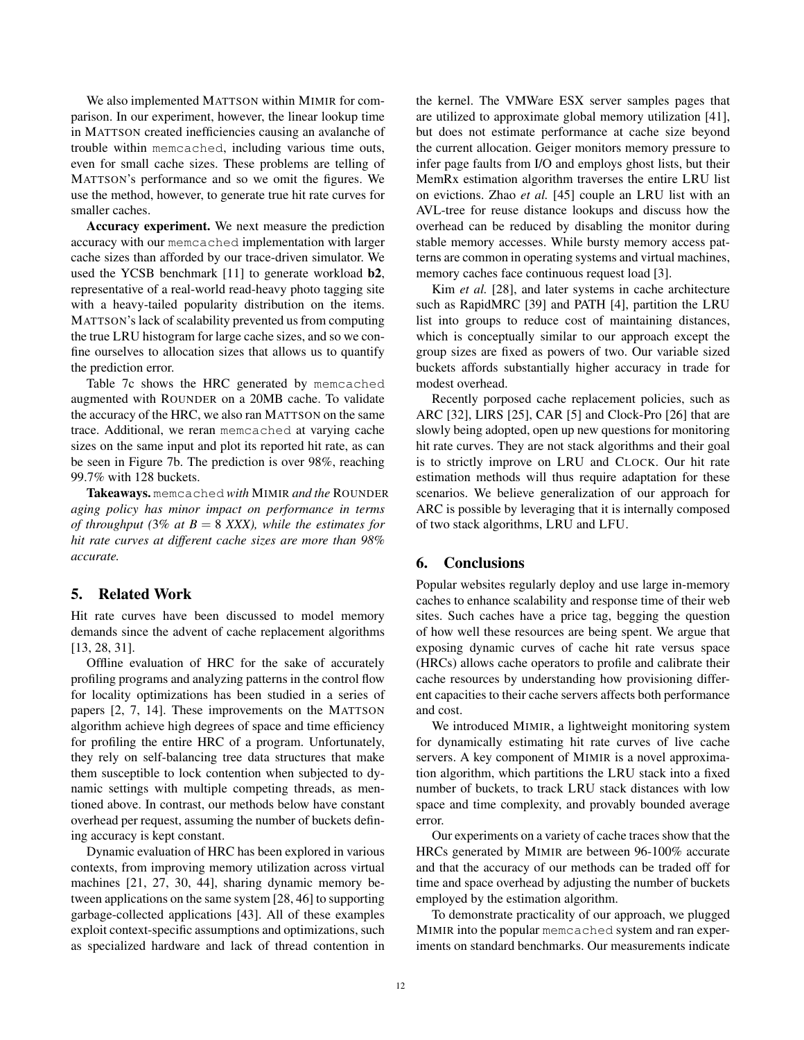We also implemented MATTSON within MIMIR for comparison. In our experiment, however, the linear lookup time in MATTSON created inefficiencies causing an avalanche of trouble within memcached, including various time outs, even for small cache sizes. These problems are telling of MATTSON's performance and so we omit the figures. We use the method, however, to generate true hit rate curves for smaller caches.

**Accuracy experiment.** We next measure the prediction accuracy with our memcached implementation with larger cache sizes than afforded by our trace-driven simulator. We used the YCSB benchmark [11] to generate workload **b2**, representative of a real-world read-heavy photo tagging site with a heavy-tailed popularity distribution on the items. MATTSON's lack of scalability prevented us from computing the true LRU histogram for large cache sizes, and so we confine ourselves to allocation sizes that allows us to quantify the prediction error.

Table 7c shows the HRC generated by memcached augmented with ROUNDER on a 20MB cache. To validate the accuracy of the HRC, we also ran MATTSON on the same trace. Additional, we reran memcached at varying cache sizes on the same input and plot its reported hit rate, as can be seen in Figure 7b. The prediction is over 98%, reaching 99.7% with 128 buckets.

**Takeaways.** *memcached with* MIMIR *and the* ROUNDER *aging policy has minor impact on performance in terms of throughput (3% at $B = 8$ XXX), while the estimates for hit rate curves at different cache sizes are more than 98% accurate.*

## 5. Related Work

Hit rate curves have been discussed to model memory demands since the advent of cache replacement algorithms [13, 28, 31].

Offline evaluation of HRC for the sake of accurately profiling programs and analyzing patterns in the control flow for locality optimizations has been studied in a series of papers [2, 7, 14]. These improvements on the MATTSON algorithm achieve high degrees of space and time efficiency for profiling the entire HRC of a program. Unfortunately, they rely on self-balancing tree data structures that make them susceptible to lock contention when subjected to dynamic settings with multiple competing threads, as mentioned above. In contrast, our methods below have constant overhead per request, assuming the number of buckets defining accuracy is kept constant.

Dynamic evaluation of HRC has been explored in various contexts, from improving memory utilization across virtual machines [21, 27, 30, 44], sharing dynamic memory between applications on the same system [28, 46] to supporting garbage-collected applications [43]. All of these examples exploit context-specific assumptions and optimizations, such as specialized hardware and lack of thread contention in the kernel. The VMWare ESX server samples pages that are utilized to approximate global memory utilization [41], but does not estimate performance at cache size beyond the current allocation. Geiger monitors memory pressure to infer page faults from I/O and employs ghost lists, but their MemRx estimation algorithm traverses the entire LRU list on evictions. Zhao *et al.* [45] couple an LRU list with an AVL-tree for reuse distance lookups and discuss how the overhead can be reduced by disabling the monitor during stable memory accesses. While bursty memory access patterns are common in operating systems and virtual machines, memory caches face continuous request load [3].

Kim *et al.* [28], and later systems in cache architecture such as RapidMRC [39] and PATH [4], partition the LRU list into groups to reduce cost of maintaining distances, which is conceptually similar to our approach except the group sizes are fixed as powers of two. Our variable sized buckets affords substantially higher accuracy in trade for modest overhead.

Recently porposed cache replacement policies, such as ARC [32], LIRS [25], CAR [5] and Clock-Pro [26] that are slowly being adopted, open up new questions for monitoring hit rate curves. They are not stack algorithms and their goal is to strictly improve on LRU and CLOCK. Our hit rate estimation methods will thus require adaptation for these scenarios. We believe generalization of our approach for ARC is possible by leveraging that it is internally composed of two stack algorithms, LRU and LFU.

## 6. Conclusions

Popular websites regularly deploy and use large in-memory caches to enhance scalability and response time of their web sites. Such caches have a price tag, begging the question of how well these resources are being spent. We argue that exposing dynamic curves of cache hit rate versus space (HRCs) allows cache operators to profile and calibrate their cache resources by understanding how provisioning different capacities to their cache servers affects both performance and cost.

We introduced MIMIR, a lightweight monitoring system for dynamically estimating hit rate curves of live cache servers. A key component of MIMIR is a novel approximation algorithm, which partitions the LRU stack into a fixed number of buckets, to track LRU stack distances with low space and time complexity, and provably bounded average error.

Our experiments on a variety of cache traces show that the HRCs generated by MIMIR are between 96-100% accurate and that the accuracy of our methods can be traded off for time and space overhead by adjusting the number of buckets employed by the estimation algorithm.

To demonstrate practicality of our approach, we plugged MIMIR into the popular memcached system and ran experiments on standard benchmarks. Our measurements indicate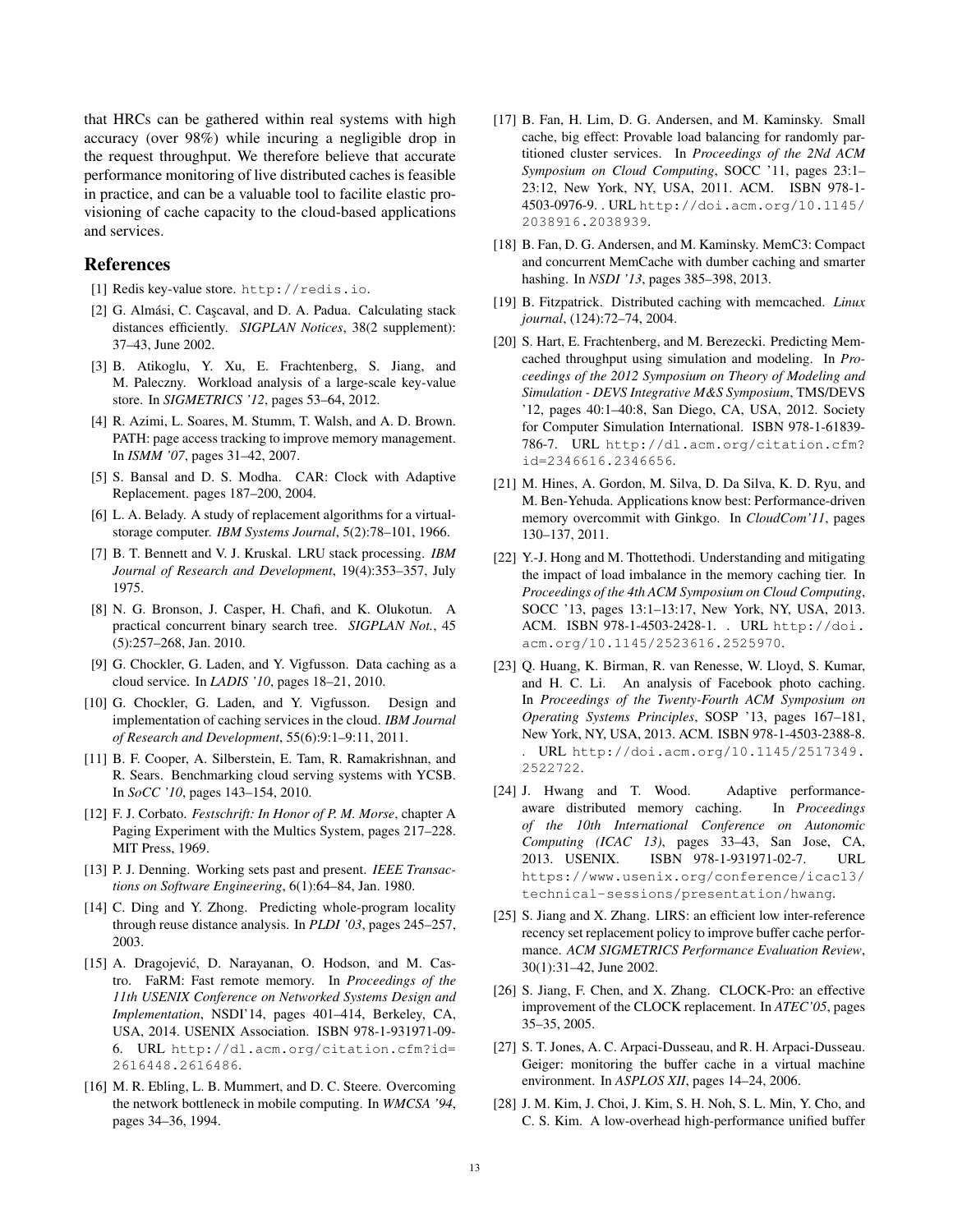that HRCs can be gathered within real systems with high accuracy (over 98%) while incuring a negligible drop in the request throughput. We therefore believe that accurate performance monitoring of live distributed caches is feasible in practice, and can be a valuable tool to facilite elastic provisioning of cache capacity to the cloud-based applications and services.

## References

[1] Redis key-value store. http://redis.io.

[2] G. Almási, C. Caşcaval, and D. A. Padua. Calculating stack distances efficiently. *SIGPLAN Notices*, 38(2 supplement): 37–43, June 2002.

[3] B. Atikoglu, Y. Xu, E. Frachtenberg, S. Jiang, and M. Paleczny. Workload analysis of a large-scale key-value store. In *SIGMETRICS '12*, pages 53–64, 2012.

[4] R. Azimi, L. Soares, M. Stumm, T. Walsh, and A. D. Brown. PATH: page access tracking to improve memory management. In *ISMM '07*, pages 31–42, 2007.

[5] S. Bansal and D. S. Modha. CAR: Clock with Adaptive Replacement. pages 187–200, 2004.

[6] L. A. Belady. A study of replacement algorithms for a virtual-storage computer. *IBM Systems Journal*, 5(2):78–101, 1966.

[7] B. T. Bennett and V. J. Kruskal. LRU stack processing. *IBM Journal of Research and Development*, 19(4):353–357, July 1975.

[8] N. G. Bronson, J. Casper, H. Chafi, and K. Olukotun. A practical concurrent binary search tree. *SIGPLAN Not.*, 45 (5):257–268, Jan. 2010.

[9] G. Chockler, G. Laden, and Y. Vigfusson. Data caching as a cloud service. In *LADIS '10*, pages 18–21, 2010.

[10] G. Chockler, G. Laden, and Y. Vigfusson. Design and implementation of caching services in the cloud. *IBM Journal of Research and Development*, 55(6):9:1–9:11, 2011.

[11] B. F. Cooper, A. Silberstein, E. Tam, R. Ramakrishnan, and R. Sears. Benchmarking cloud serving systems with YCSB. In *SoCC '10*, pages 143–154, 2010.

[12] F. J. Corbato. *Festschrift: In Honor of P. M. Morse*, chapter A Paging Experiment with the Multics System, pages 217–228. MIT Press, 1969.

[13] P. J. Denning. Working sets past and present. *IEEE Transactions on Software Engineering*, 6(1):64–84, Jan. 1980.

[14] C. Ding and Y. Zhong. Predicting whole-program locality through reuse distance analysis. In *PLDI '03*, pages 245–257, 2003.

[15] A. Dragojević, D. Narayanan, O. Hodson, and M. Castro. FaRM: Fast remote memory. In *Proceedings of the 11th USENIX Conference on Networked Systems Design and Implementation*, NSDI'14, pages 401–414, Berkeley, CA, USA, 2014. USENIX Association. ISBN 978-1-931971-09-6. URL http://dl.acm.org/citation.cfm?id=2616448.2616486.

[16] M. R. Ebling, L. B. Mummert, and D. C. Steere. Overcoming the network bottleneck in mobile computing. In *WMCSA '94*, pages 34–36, 1994.

[17] B. Fan, H. Lim, D. G. Andersen, and M. Kaminsky. Small cache, big effect: Provable load balancing for randomly partitioned cluster services. In *Proceedings of the 2Nd ACM Symposium on Cloud Computing*, SOCC '11, pages 23:1–23:12, New York, NY, USA, 2011. ACM. ISBN 978-1-4503-0976-9. . URL http://doi.acm.org/10.1145/2038916.2038939.

[18] B. Fan, D. G. Andersen, and M. Kaminsky. MemC3: Compact and concurrent MemCache with dumber caching and smarter hashing. In *NSDI '13*, pages 385–398, 2013.

[19] B. Fitzpatrick. Distributed caching with memcached. *Linux journal*, (124):72–74, 2004.

[20] S. Hart, E. Frachtenberg, and M. Berezecki. Predicting Memcached throughput using simulation and modeling. In *Proceedings of the 2012 Symposium on Theory of Modeling and Simulation - DEVS Integrative M&S Symposium*, TMS/DEVS '12, pages 40:1–40:8, San Diego, CA, USA, 2012. Society for Computer Simulation International. ISBN 978-1-61839-786-7. URL http://dl.acm.org/citation.cfm?id=2346616.2346656.

[21] M. Hines, A. Gordon, M. Silva, D. Da Silva, K. D. Ryu, and M. Ben-Yehuda. Applications know best: Performance-driven memory overcommit with Ginkgo. In *CloudCom'11*, pages 130–137, 2011.

[22] Y.-J. Hong and M. Thottethodi. Understanding and mitigating the impact of load imbalance in the memory caching tier. In *Proceedings of the 4th ACM Symposium on Cloud Computing*, SOCC '13, pages 13:1–13:17, New York, NY, USA, 2013. ACM. ISBN 978-1-4503-2428-1. . URL http://doi.acm.org/10.1145/2523616.2525970.

[23] Q. Huang, K. Birman, R. van Renesse, W. Lloyd, S. Kumar, and H. C. Li. An analysis of Facebook photo caching. In *Proceedings of the Twenty-Fourth ACM Symposium on Operating Systems Principles*, SOSP '13, pages 167–181, New York, NY, USA, 2013. ACM. ISBN 978-1-4503-2388-8. . URL http://doi.acm.org/10.1145/2517349.2522722.

[24] J. Hwang and T. Wood. Adaptive performance-aware distributed memory caching. In *Proceedings of the 10th International Conference on Autonomic Computing (ICAC 13)*, pages 33–43, San Jose, CA, 2013. USENIX. ISBN 978-1-931971-02-7. URL https://www.usenix.org/conference/icac13/technical-sessions/presentation/hwang.

[25] S. Jiang and X. Zhang. LIRS: an efficient low inter-reference recency set replacement policy to improve buffer cache performance. *ACM SIGMETRICS Performance Evaluation Review*, 30(1):31–42, June 2002.

[26] S. Jiang, F. Chen, and X. Zhang. CLOCK-Pro: an effective improvement of the CLOCK replacement. In *ATEC'05*, pages 35–35, 2005.

[27] S. T. Jones, A. C. Arpaci-Dusseau, and R. H. Arpaci-Dusseau. Geiger: monitoring the buffer cache in a virtual machine environment. In *ASPLOS XII*, pages 14–24, 2006.

[28] J. M. Kim, J. Choi, J. Kim, S. H. Noh, S. L. Min, Y. Cho, and C. S. Kim. A low-overhead high-performance unified buffer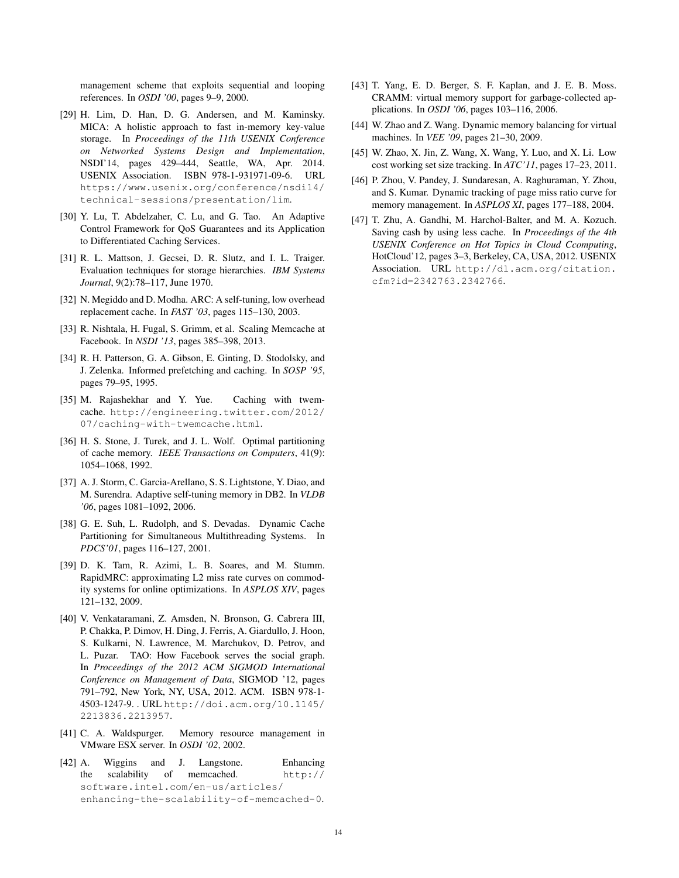management scheme that exploits sequential and looping references. In *OSDI '00*, pages 9–9, 2000.

[29] H. Lim, D. Han, D. G. Andersen, and M. Kaminsky. MICA: A holistic approach to fast in-memory key-value storage. In *Proceedings of the 11th USENIX Conference on Networked Systems Design and Implementation*, NSDI'14, pages 429–444, Seattle, WA, Apr. 2014. USENIX Association. ISBN 978-1-931971-09-6. URL https://www.usenix.org/conference/nsdi14/technical-sessions/presentation/lim.

[30] Y. Lu, T. Abdelzaher, C. Lu, and G. Tao. An Adaptive Control Framework for QoS Guarantees and its Application to Differentiated Caching Services.

[31] R. L. Mattson, J. Gecsei, D. R. Slutz, and I. L. Traiger. Evaluation techniques for storage hierarchies. *IBM Systems Journal*, 9(2):78–117, June 1970.

[32] N. Megiddo and D. Modha. ARC: A self-tuning, low overhead replacement cache. In *FAST '03*, pages 115–130, 2003.

[33] R. Nishtala, H. Fugal, S. Grimm, et al. Scaling Memcache at Facebook. In *NSDI '13*, pages 385–398, 2013.

[34] R. H. Patterson, G. A. Gibson, E. Ginting, D. Stodolsky, and J. Zelenka. Informed prefetching and caching. In *SOSP '95*, pages 79–95, 1995.

[35] M. Rajashekhar and Y. Yue. Caching with twemcache. http://engineering.twitter.com/2012/07/caching-with-twemcache.html.

[36] H. S. Stone, J. Turek, and J. L. Wolf. Optimal partitioning of cache memory. *IEEE Transactions on Computers*, 41(9): 1054–1068, 1992.

[37] A. J. Storm, C. Garcia-Arellano, S. S. Lightstone, Y. Diao, and M. Surendra. Adaptive self-tuning memory in DB2. In *VLDB '06*, pages 1081–1092, 2006.

[38] G. E. Suh, L. Rudolph, and S. Devadas. Dynamic Cache Partitioning for Simultaneous Multithreading Systems. In *PDCS'01*, pages 116–127, 2001.

[39] D. K. Tam, R. Azimi, L. B. Soares, and M. Stumm. RapidMRC: approximating L2 miss rate curves on commodity systems for online optimizations. In *ASPLOS XIV*, pages 121–132, 2009.

[40] V. Venkataramani, Z. Amsden, N. Bronson, G. Cabrera III, P. Chakka, P. Dimov, H. Ding, J. Ferris, A. Giardullo, J. Hoon, S. Kulkarni, N. Lawrence, M. Marchukov, D. Petrov, and L. Puzar. TAO: How Facebook serves the social graph. In *Proceedings of the 2012 ACM SIGMOD International Conference on Management of Data*, SIGMOD '12, pages 791–792, New York, NY, USA, 2012. ACM. ISBN 978-1-4503-1247-9. . URL http://doi.acm.org/10.1145/2213836.2213957.

[41] C. A. Waldspurger. Memory resource management in VMware ESX server. In *OSDI '02*, 2002.

[42] A. Wiggins and J. Langstone. Enhancing the scalability of memcached. http://software.intel.com/en-us/articles/enhancing-the-scalability-of-memcached-0.

[43] T. Yang, E. D. Berger, S. F. Kaplan, and J. E. B. Moss. CRAMM: virtual memory support for garbage-collected applications. In *OSDI '06*, pages 103–116, 2006.

[44] W. Zhao and Z. Wang. Dynamic memory balancing for virtual machines. In *VEE '09*, pages 21–30, 2009.

[45] W. Zhao, X. Jin, Z. Wang, X. Wang, Y. Luo, and X. Li. Low cost working set size tracking. In *ATC'11*, pages 17–23, 2011.

[46] P. Zhou, V. Pandey, J. Sundaresan, A. Raghuraman, Y. Zhou, and S. Kumar. Dynamic tracking of page miss ratio curve for memory management. In *ASPLOS XI*, pages 177–188, 2004.

[47] T. Zhu, A. Gandhi, M. Harchol-Balter, and M. A. Kozuch. Saving cash by using less cache. In *Proceedings of the 4th USENIX Conference on Hot Topics in Cloud Ccomputing*, HotCloud'12, pages 3–3, Berkeley, CA, USA, 2012. USENIX Association. URL http://dl.acm.org/citation.cfm?id=2342763.2342766.